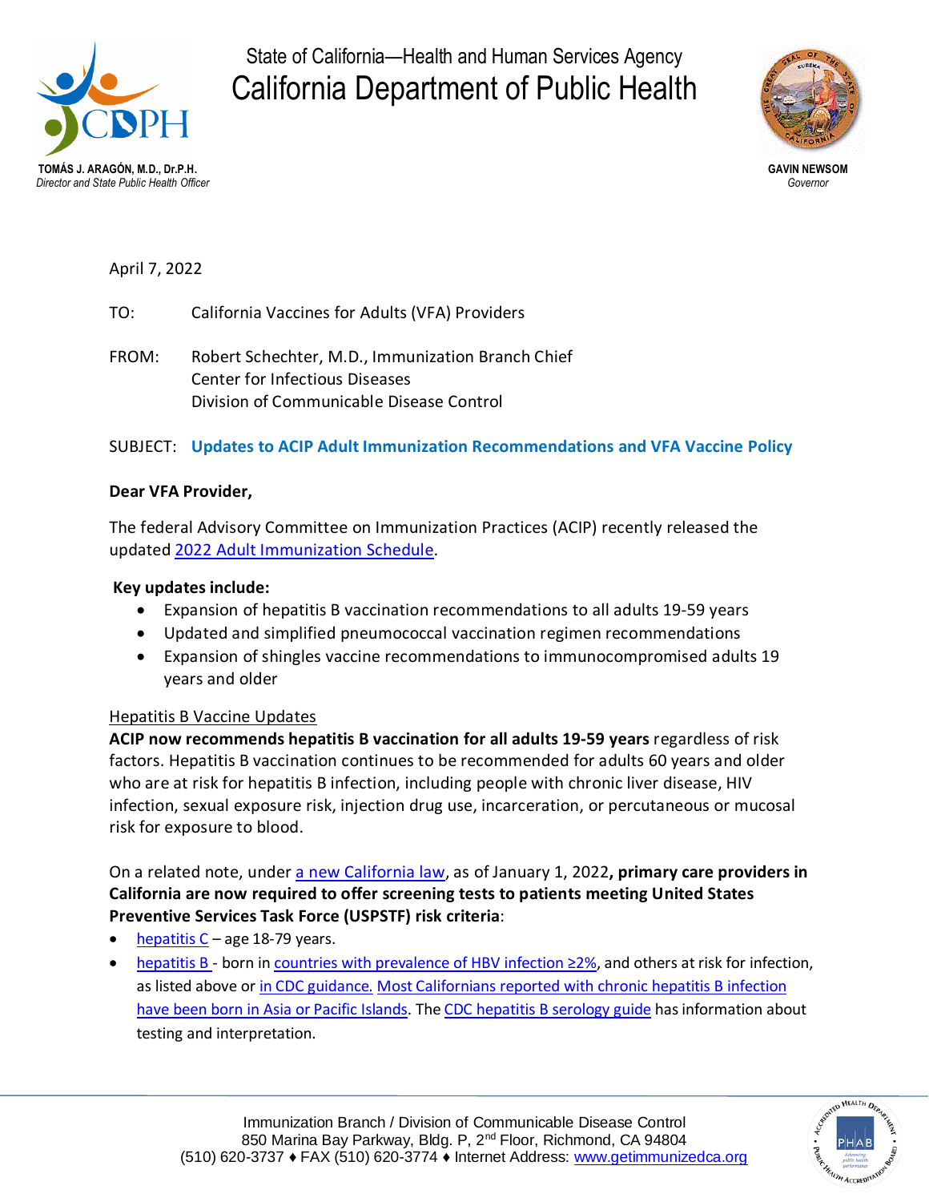State of California—Health and Human Services Agency

# California Department of Public Health

**TOMÁS J. ARAGÓN, M.D., Dr.P.H.**
*Director and State Public Health Officer*

**GAVIN NEWSOM**
*Governor*

April 7, 2022

TO: California Vaccines for Adults (VFA) Providers

FROM: Robert Schechter, M.D., Immunization Branch Chief
Center for Infectious Diseases
Division of Communicable Disease Control

SUBJECT: **Updates to ACIP Adult Immunization Recommendations and VFA Vaccine Policy**

**Dear VFA Provider,**

The federal Advisory Committee on Immunization Practices (ACIP) recently released the updated 2022 Adult Immunization Schedule.

**Key updates include:**

- Expansion of hepatitis B vaccination recommendations to all adults 19-59 years
- Updated and simplified pneumococcal vaccination regimen recommendations
- Expansion of shingles vaccine recommendations to immunocompromised adults 19 years and older

Hepatitis B Vaccine Updates

**ACIP now recommends hepatitis B vaccination for all adults 19-59 years** regardless of risk factors. Hepatitis B vaccination continues to be recommended for adults 60 years and older who are at risk for hepatitis B infection, including people with chronic liver disease, HIV infection, sexual exposure risk, injection drug use, incarceration, or percutaneous or mucosal risk for exposure to blood.

On a related note, under a new California law, as of January 1, 2022**, primary care providers in California are now required to offer screening tests to patients meeting United States Preventive Services Task Force (USPSTF) risk criteria**:

- hepatitis C – age 18-79 years.
- hepatitis B - born in countries with prevalence of HBV infection ≥2%, and others at risk for infection, as listed above or in CDC guidance. Most Californians reported with chronic hepatitis B infection have been born in Asia or Pacific Islands. The CDC hepatitis B serology guide has information about testing and interpretation.

Immunization Branch / Division of Communicable Disease Control
850 Marina Bay Parkway, Bldg. P, 2nd Floor, Richmond, CA 94804
(510) 620-3737 ♦ FAX (510) 620-3774 ♦ Internet Address: www.getimmunizedca.org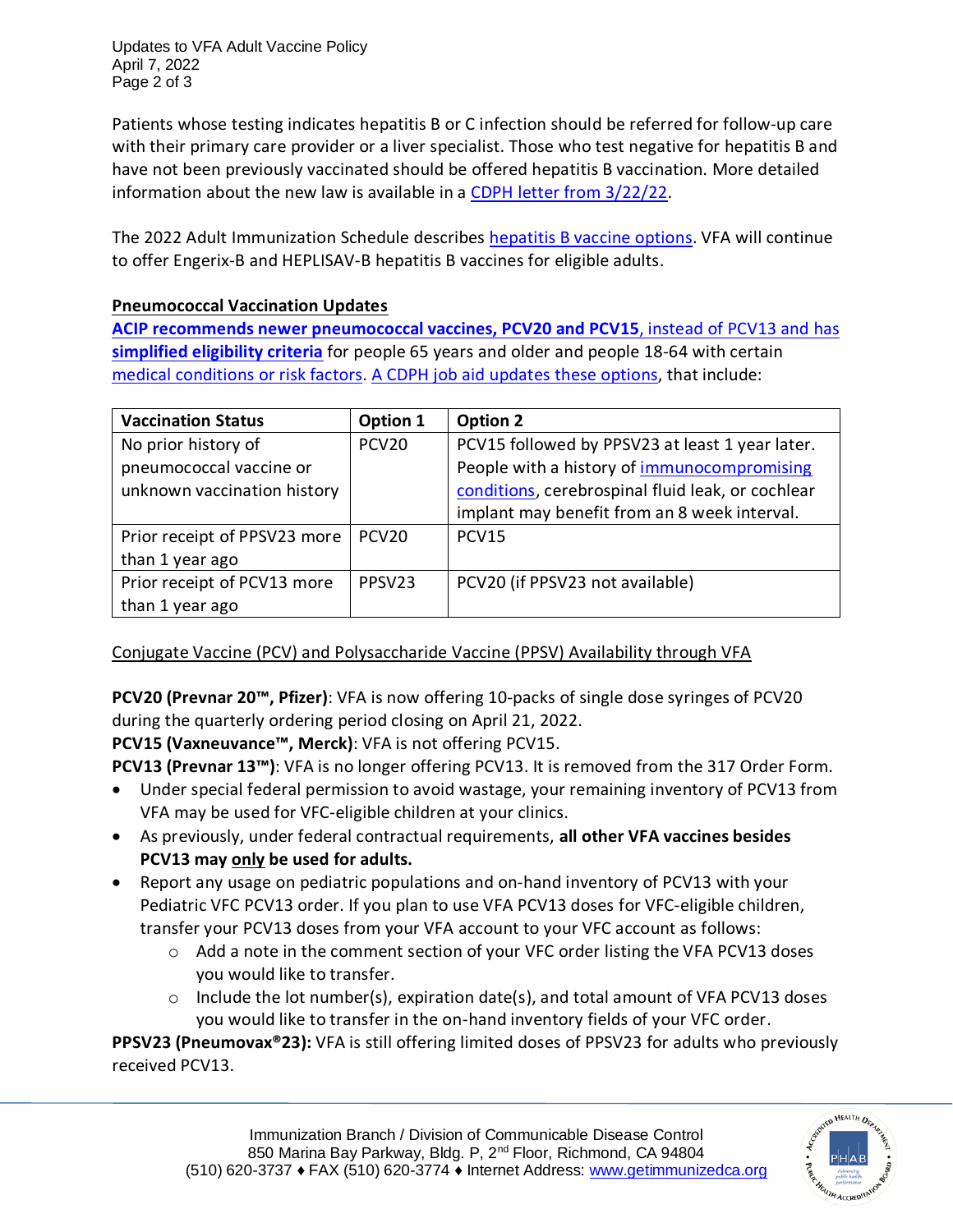Patients whose testing indicates hepatitis B or C infection should be referred for follow-up care with their primary care provider or a liver specialist. Those who test negative for hepatitis B and have not been previously vaccinated should be offered hepatitis B vaccination. More detailed information about the new law is available in a CDPH letter from 3/22/22.

The 2022 Adult Immunization Schedule describes hepatitis B vaccine options. VFA will continue to offer Engerix-B and HEPLISAV-B hepatitis B vaccines for eligible adults.

## Pneumococcal Vaccination Updates

**ACIP recommends newer pneumococcal vaccines, PCV20 and PCV15**, instead of PCV13 and has **simplified eligibility criteria** for people 65 years and older and people 18-64 with certain medical conditions or risk factors. A CDPH job aid updates these options, that include:

| Vaccination Status | Option 1 | Option 2 |
|---|---|---|
| No prior history of pneumococcal vaccine or unknown vaccination history | PCV20 | PCV15 followed by PPSV23 at least 1 year later. People with a history of immunocompromising conditions, cerebrospinal fluid leak, or cochlear implant may benefit from an 8 week interval. |
| Prior receipt of PPSV23 more than 1 year ago | PCV20 | PCV15 |
| Prior receipt of PCV13 more than 1 year ago | PPSV23 | PCV20 (if PPSV23 not available) |

Conjugate Vaccine (PCV) and Polysaccharide Vaccine (PPSV) Availability through VFA

**PCV20 (Prevnar 20™, Pfizer)**: VFA is now offering 10-packs of single dose syringes of PCV20 during the quarterly ordering period closing on April 21, 2022.
**PCV15 (Vaxneuvance™, Merck)**: VFA is not offering PCV15.
**PCV13 (Prevnar 13™)**: VFA is no longer offering PCV13. It is removed from the 317 Order Form.

- Under special federal permission to avoid wastage, your remaining inventory of PCV13 from VFA may be used for VFC-eligible children at your clinics.
- As previously, under federal contractual requirements, **all other VFA vaccines besides PCV13 may only be used for adults.**
- Report any usage on pediatric populations and on-hand inventory of PCV13 with your Pediatric VFC PCV13 order. If you plan to use VFA PCV13 doses for VFC-eligible children, transfer your PCV13 doses from your VFA account to your VFC account as follows:
  - Add a note in the comment section of your VFC order listing the VFA PCV13 doses you would like to transfer.
  - Include the lot number(s), expiration date(s), and total amount of VFA PCV13 doses you would like to transfer in the on-hand inventory fields of your VFC order.

**PPSV23 (Pneumovax®23):** VFA is still offering limited doses of PPSV23 for adults who previously received PCV13.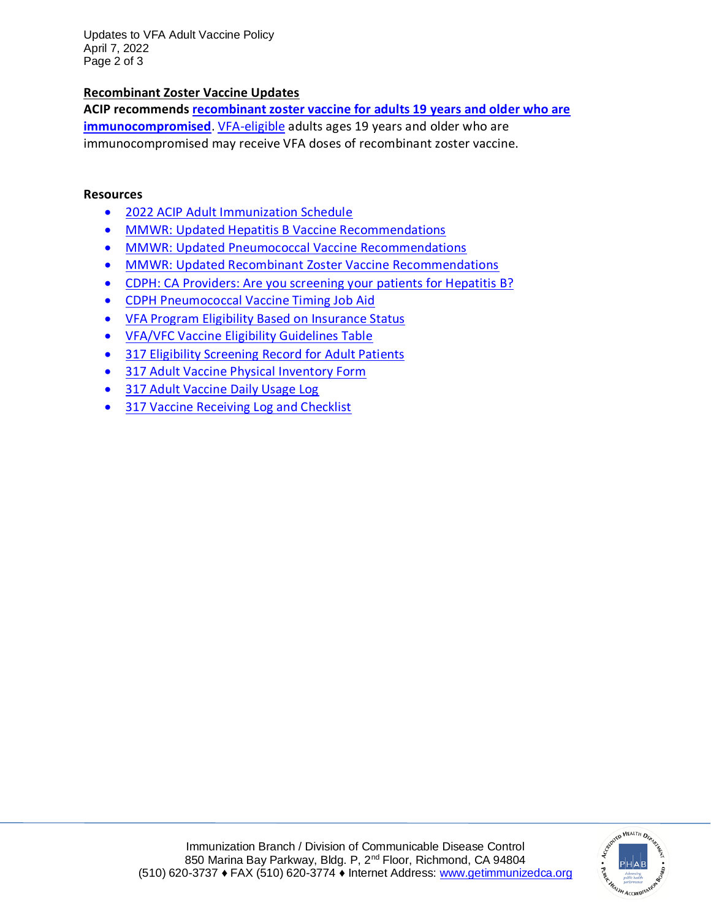**Recombinant Zoster Vaccine Updates**

**ACIP recommends recombinant zoster vaccine for adults 19 years and older who are immunocompromised**. VFA-eligible adults ages 19 years and older who are immunocompromised may receive VFA doses of recombinant zoster vaccine.

**Resources**

- 2022 ACIP Adult Immunization Schedule
- MMWR: Updated Hepatitis B Vaccine Recommendations
- MMWR: Updated Pneumococcal Vaccine Recommendations
- MMWR: Updated Recombinant Zoster Vaccine Recommendations
- CDPH: CA Providers: Are you screening your patients for Hepatitis B?
- CDPH Pneumococcal Vaccine Timing Job Aid
- VFA Program Eligibility Based on Insurance Status
- VFA/VFC Vaccine Eligibility Guidelines Table
- 317 Eligibility Screening Record for Adult Patients
- 317 Adult Vaccine Physical Inventory Form
- 317 Adult Vaccine Daily Usage Log
- 317 Vaccine Receiving Log and Checklist